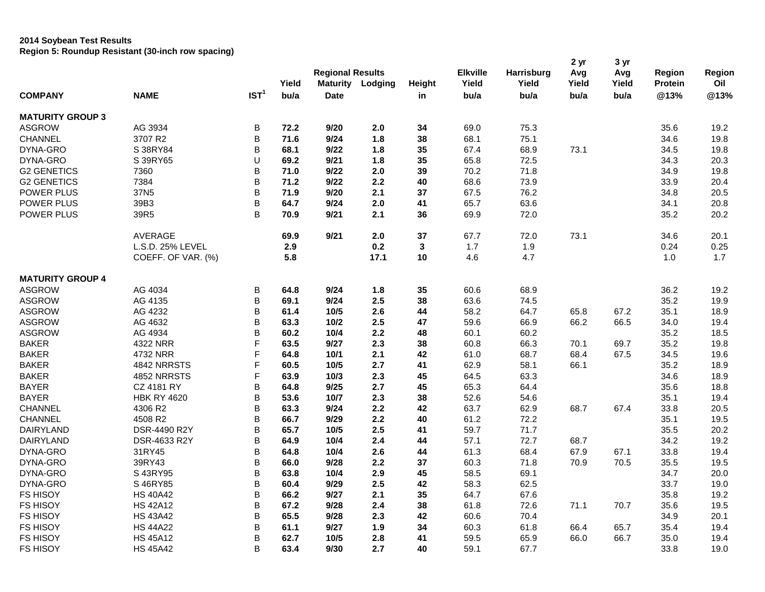**2014 Soybean Test Results**
**Region 5: Roundup Resistant (30-inch row spacing)**

| COMPANY | NAME | IST[1] | Yield bu/a | Regional Results Maturity Date | Lodging | Height in | Elkville Yield bu/a | Harrisburg Yield bu/a | 2 yr Avg Yield bu/a | 3 yr Avg Yield bu/a | Region Protein @13% | Region Oil @13% |
|---|---|---|---|---|---|---|---|---|---|---|---|---|
| **MATURITY GROUP 3** | | | | | | | | | | | | |
| ASGROW | AG 3934 | B | **72.2** | **9/20** | **2.0** | **34** | 69.0 | 75.3 | | | 35.6 | 19.2 |
| CHANNEL | 3707 R2 | B | **71.6** | **9/24** | **1.8** | **38** | 68.1 | 75.1 | | | 34.6 | 19.8 |
| DYNA-GRO | S 38RY84 | B | **68.1** | **9/22** | **1.8** | **35** | 67.4 | 68.9 | 73.1 | | 34.5 | 19.8 |
| DYNA-GRO | S 39RY65 | U | **69.2** | **9/21** | **1.8** | **35** | 65.8 | 72.5 | | | 34.3 | 20.3 |
| G2 GENETICS | 7360 | B | **71.0** | **9/22** | **2.0** | **39** | 70.2 | 71.8 | | | 34.9 | 19.8 |
| G2 GENETICS | 7384 | B | **71.2** | **9/22** | **2.2** | **40** | 68.6 | 73.9 | | | 33.9 | 20.4 |
| POWER PLUS | 37N5 | B | **71.9** | **9/20** | **2.1** | **37** | 67.5 | 76.2 | | | 34.8 | 20.5 |
| POWER PLUS | 39B3 | B | **64.7** | **9/24** | **2.0** | **41** | 65.7 | 63.6 | | | 34.1 | 20.8 |
| POWER PLUS | 39R5 | B | **70.9** | **9/21** | **2.1** | **36** | 69.9 | 72.0 | | | 35.2 | 20.2 |
| | AVERAGE | | **69.9** | **9/21** | **2.0** | **37** | 67.7 | 72.0 | 73.1 | | 34.6 | 20.1 |
| | L.S.D. 25% LEVEL | | **2.9** | | **0.2** | **3** | 1.7 | 1.9 | | | 0.24 | 0.25 |
| | COEFF. OF VAR. (%) | | **5.8** | | **17.1** | **10** | 4.6 | 4.7 | | | 1.0 | 1.7 |
| **MATURITY GROUP 4** | | | | | | | | | | | | |
| ASGROW | AG 4034 | B | **64.8** | **9/24** | **1.8** | **35** | 60.6 | 68.9 | | | 36.2 | 19.2 |
| ASGROW | AG 4135 | B | **69.1** | **9/24** | **2.5** | **38** | 63.6 | 74.5 | | | 35.2 | 19.9 |
| ASGROW | AG 4232 | B | **61.4** | **10/5** | **2.6** | **44** | 58.2 | 64.7 | 65.8 | 67.2 | 35.1 | 18.9 |
| ASGROW | AG 4632 | B | **63.3** | **10/2** | **2.5** | **47** | 59.6 | 66.9 | 66.2 | 66.5 | 34.0 | 19.4 |
| ASGROW | AG 4934 | B | **60.2** | **10/4** | **2.2** | **48** | 60.1 | 60.2 | | | 35.2 | 18.5 |
| BAKER | 4322 NRR | F | **63.5** | **9/27** | **2.3** | **38** | 60.8 | 66.3 | 70.1 | 69.7 | 35.2 | 19.8 |
| BAKER | 4732 NRR | F | **64.8** | **10/1** | **2.1** | **42** | 61.0 | 68.7 | 68.4 | 67.5 | 34.5 | 19.6 |
| BAKER | 4842 NRRSTS | F | **60.5** | **10/5** | **2.7** | **41** | 62.9 | 58.1 | 66.1 | | 35.2 | 18.9 |
| BAKER | 4852 NRRSTS | F | **63.9** | **10/3** | **2.3** | **45** | 64.5 | 63.3 | | | 34.6 | 18.9 |
| BAYER | CZ 4181 RY | B | **64.8** | **9/25** | **2.7** | **45** | 65.3 | 64.4 | | | 35.6 | 18.8 |
| BAYER | HBK RY 4620 | B | **53.6** | **10/7** | **2.3** | **38** | 52.6 | 54.6 | | | 35.1 | 19.4 |
| CHANNEL | 4306 R2 | B | **63.3** | **9/24** | **2.2** | **42** | 63.7 | 62.9 | 68.7 | 67.4 | 33.8 | 20.5 |
| CHANNEL | 4508 R2 | B | **66.7** | **9/29** | **2.2** | **40** | 61.2 | 72.2 | | | 35.1 | 19.5 |
| DAIRYLAND | DSR-4490 R2Y | B | **65.7** | **10/5** | **2.5** | **41** | 59.7 | 71.7 | | | 35.5 | 20.2 |
| DAIRYLAND | DSR-4633 R2Y | B | **64.9** | **10/4** | **2.4** | **44** | 57.1 | 72.7 | 68.7 | | 34.2 | 19.2 |
| DYNA-GRO | 31RY45 | B | **64.8** | **10/4** | **2.6** | **44** | 61.3 | 68.4 | 67.9 | 67.1 | 33.8 | 19.4 |
| DYNA-GRO | 39RY43 | B | **66.0** | **9/28** | **2.2** | **37** | 60.3 | 71.8 | 70.9 | 70.5 | 35.5 | 19.5 |
| DYNA-GRO | S 43RY95 | B | **63.8** | **10/4** | **2.9** | **45** | 58.5 | 69.1 | | | 34.7 | 20.0 |
| DYNA-GRO | S 46RY85 | B | **60.4** | **9/29** | **2.5** | **42** | 58.3 | 62.5 | | | 33.7 | 19.0 |
| FS HISOY | HS 40A42 | B | **66.2** | **9/27** | **2.1** | **35** | 64.7 | 67.6 | | | 35.8 | 19.2 |
| FS HISOY | HS 42A12 | B | **67.2** | **9/28** | **2.4** | **38** | 61.8 | 72.6 | 71.1 | 70.7 | 35.6 | 19.5 |
| FS HISOY | HS 43A42 | B | **65.5** | **9/28** | **2.3** | **42** | 60.6 | 70.4 | | | 34.9 | 20.1 |
| FS HISOY | HS 44A22 | B | **61.1** | **9/27** | **1.9** | **34** | 60.3 | 61.8 | 66.4 | 65.7 | 35.4 | 19.4 |
| FS HISOY | HS 45A12 | B | **62.7** | **10/5** | **2.8** | **41** | 59.5 | 65.9 | 66.0 | 66.7 | 35.0 | 19.4 |
| FS HISOY | HS 45A42 | B | **63.4** | **9/30** | **2.7** | **40** | 59.1 | 67.7 | | | 33.8 | 19.0 |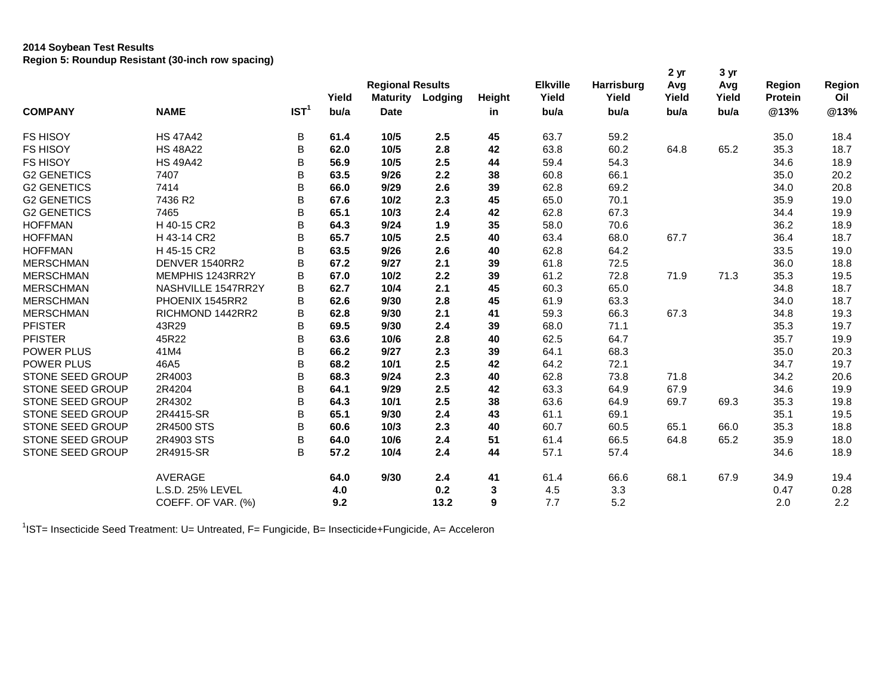**2014 Soybean Test Results**
**Region 5: Roundup Resistant (30-inch row spacing)**

| COMPANY | NAME | IST[1] | Yield bu/a | Regional Results Maturity Date | Lodging | Height in | Elkville Yield bu/a | Harrisburg Yield bu/a | 2 yr Avg Yield bu/a | 3 yr Avg Yield bu/a | Region Protein @13% | Region Oil @13% |
|---|---|---|---|---|---|---|---|---|---|---|---|---|
| FS HISOY | HS 47A42 | B | **61.4** | **10/5** | **2.5** | **45** | 63.7 | 59.2 | | | 35.0 | 18.4 |
| FS HISOY | HS 48A22 | B | **62.0** | **10/5** | **2.8** | **42** | 63.8 | 60.2 | 64.8 | 65.2 | 35.3 | 18.7 |
| FS HISOY | HS 49A42 | B | **56.9** | **10/5** | **2.5** | **44** | 59.4 | 54.3 | | | 34.6 | 18.9 |
| G2 GENETICS | 7407 | B | **63.5** | **9/26** | **2.2** | **38** | 60.8 | 66.1 | | | 35.0 | 20.2 |
| G2 GENETICS | 7414 | B | **66.0** | **9/29** | **2.6** | **39** | 62.8 | 69.2 | | | 34.0 | 20.8 |
| G2 GENETICS | 7436 R2 | B | **67.6** | **10/2** | **2.3** | **45** | 65.0 | 70.1 | | | 35.9 | 19.0 |
| G2 GENETICS | 7465 | B | **65.1** | **10/3** | **2.4** | **42** | 62.8 | 67.3 | | | 34.4 | 19.9 |
| HOFFMAN | H 40-15 CR2 | B | **64.3** | **9/24** | **1.9** | **35** | 58.0 | 70.6 | | | 36.2 | 18.9 |
| HOFFMAN | H 43-14 CR2 | B | **65.7** | **10/5** | **2.5** | **40** | 63.4 | 68.0 | 67.7 | | 36.4 | 18.7 |
| HOFFMAN | H 45-15 CR2 | B | **63.5** | **9/26** | **2.6** | **40** | 62.8 | 64.2 | | | 33.5 | 19.0 |
| MERSCHMAN | DENVER 1540RR2 | B | **67.2** | **9/27** | **2.1** | **39** | 61.8 | 72.5 | | | 36.0 | 18.8 |
| MERSCHMAN | MEMPHIS 1243RR2Y | B | **67.0** | **10/2** | **2.2** | **39** | 61.2 | 72.8 | 71.9 | 71.3 | 35.3 | 19.5 |
| MERSCHMAN | NASHVILLE 1547RR2Y | B | **62.7** | **10/4** | **2.1** | **45** | 60.3 | 65.0 | | | 34.8 | 18.7 |
| MERSCHMAN | PHOENIX 1545RR2 | B | **62.6** | **9/30** | **2.8** | **45** | 61.9 | 63.3 | | | 34.0 | 18.7 |
| MERSCHMAN | RICHMOND 1442RR2 | B | **62.8** | **9/30** | **2.1** | **41** | 59.3 | 66.3 | 67.3 | | 34.8 | 19.3 |
| PFISTER | 43R29 | B | **69.5** | **9/30** | **2.4** | **39** | 68.0 | 71.1 | | | 35.3 | 19.7 |
| PFISTER | 45R22 | B | **63.6** | **10/6** | **2.8** | **40** | 62.5 | 64.7 | | | 35.7 | 19.9 |
| POWER PLUS | 41M4 | B | **66.2** | **9/27** | **2.3** | **39** | 64.1 | 68.3 | | | 35.0 | 20.3 |
| POWER PLUS | 46A5 | B | **68.2** | **10/1** | **2.5** | **42** | 64.2 | 72.1 | | | 34.7 | 19.7 |
| STONE SEED GROUP | 2R4003 | B | **68.3** | **9/24** | **2.3** | **40** | 62.8 | 73.8 | 71.8 | | 34.2 | 20.6 |
| STONE SEED GROUP | 2R4204 | B | **64.1** | **9/29** | **2.5** | **42** | 63.3 | 64.9 | 67.9 | | 34.6 | 19.9 |
| STONE SEED GROUP | 2R4302 | B | **64.3** | **10/1** | **2.5** | **38** | 63.6 | 64.9 | 69.7 | 69.3 | 35.3 | 19.8 |
| STONE SEED GROUP | 2R4415-SR | B | **65.1** | **9/30** | **2.4** | **43** | 61.1 | 69.1 | | | 35.1 | 19.5 |
| STONE SEED GROUP | 2R4500 STS | B | **60.6** | **10/3** | **2.3** | **40** | 60.7 | 60.5 | 65.1 | 66.0 | 35.3 | 18.8 |
| STONE SEED GROUP | 2R4903 STS | B | **64.0** | **10/6** | **2.4** | **51** | 61.4 | 66.5 | 64.8 | 65.2 | 35.9 | 18.0 |
| STONE SEED GROUP | 2R4915-SR | B | **57.2** | **10/4** | **2.4** | **44** | 57.1 | 57.4 | | | 34.6 | 18.9 |
| | AVERAGE | | **64.0** | **9/30** | **2.4** | **41** | 61.4 | 66.6 | 68.1 | 67.9 | 34.9 | 19.4 |
| | L.S.D. 25% LEVEL | | **4.0** | | **0.2** | **3** | 4.5 | 3.3 | | | 0.47 | 0.28 |
| | COEFF. OF VAR. (%) | | **9.2** | | **13.2** | **9** | 7.7 | 5.2 | | | 2.0 | 2.2 |

[1]IST= Insecticide Seed Treatment: U= Untreated, F= Fungicide, B= Insecticide+Fungicide, A= Acceleron